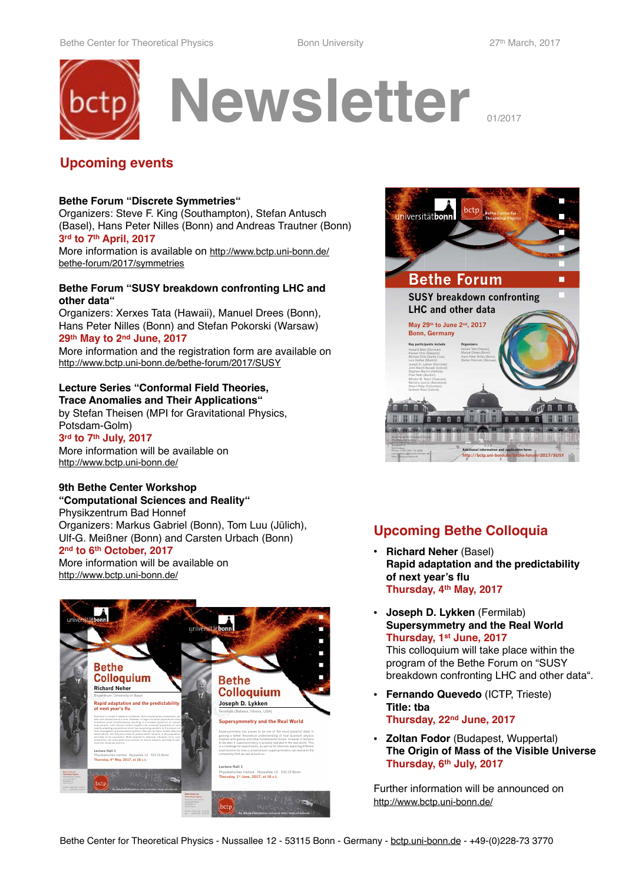# Newsletter

01/2017

## Upcoming events

**Bethe Forum "Discrete Symmetries"**
Organizers: Steve F. King (Southampton), Stefan Antusch (Basel), Hans Peter Nilles (Bonn) and Andreas Trautner (Bonn)
**3rd to 7th April, 2017**
More information is available on http://www.bctp.uni-bonn.de/bethe-forum/2017/symmetries

**Bethe Forum "SUSY breakdown confronting LHC and other data"**
Organizers: Xerxes Tata (Hawaii), Manuel Drees (Bonn), Hans Peter Nilles (Bonn) and Stefan Pokorski (Warsaw)
**29th May to 2nd June, 2017**
More information and the registration form are available on http://www.bctp.uni-bonn.de/bethe-forum/2017/SUSY

**Lecture Series "Conformal Field Theories, Trace Anomalies and Their Applications"**
by Stefan Theisen (MPI for Gravitational Physics, Potsdam-Golm)
**3rd to 7th July, 2017**
More information will be available on http://www.bctp.uni-bonn.de/

**9th Bethe Center Workshop "Computational Sciences and Reality"**
Physikzentrum Bad Honnef
Organizers: Markus Gabriel (Bonn), Tom Luu (Jülich), Ulf-G. Meißner (Bonn) and Carsten Urbach (Bonn)
**2nd to 6th October, 2017**
More information will be available on http://www.bctp.uni-bonn.de/

## Upcoming Bethe Colloquia

- **Richard Neher** (Basel)
  **Rapid adaptation and the predictability of next year's flu**
  **Thursday, 4th May, 2017**

- **Joseph D. Lykken** (Fermilab)
  **Supersymmetry and the Real World**
  **Thursday, 1st June, 2017**
  This colloquium will take place within the program of the Bethe Forum on "SUSY breakdown confronting LHC and other data".

- **Fernando Quevedo** (ICTP, Trieste)
  **Title: tba**
  **Thursday, 22nd June, 2017**

- **Zoltan Fodor** (Budapest, Wuppertal)
  **The Origin of Mass of the Visible Universe**
  **Thursday, 6th July, 2017**

Further information will be announced on http://www.bctp.uni-bonn.de/

Bethe Center for Theoretical Physics - Nussallee 12 - 53115 Bonn - Germany - bctp.uni-bonn.de - +49-(0)228-73 3770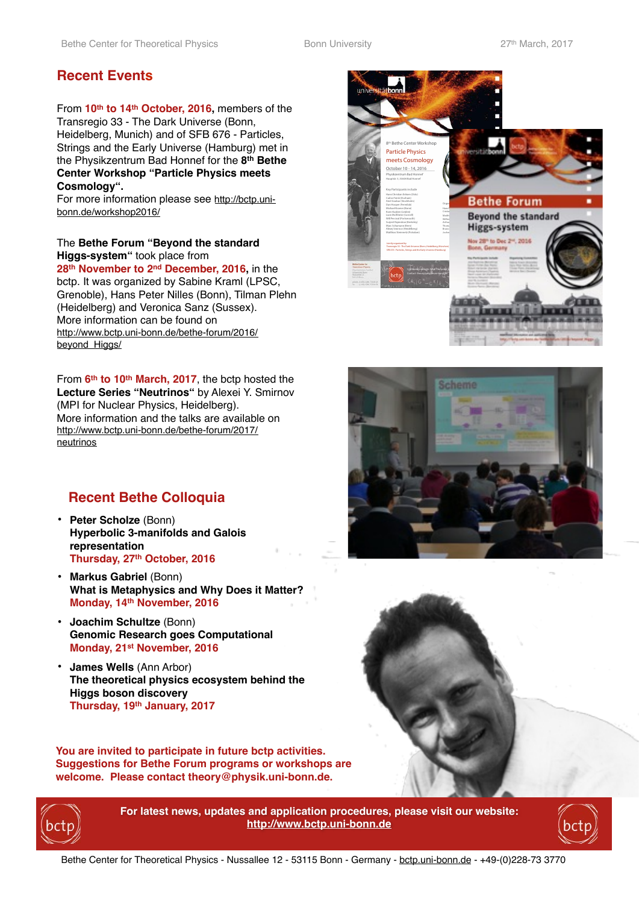## Recent Events

From **10th to 14th October, 2016,** members of the Transregio 33 - The Dark Universe (Bonn, Heidelberg, Munich) and of SFB 676 - Particles, Strings and the Early Universe (Hamburg) met in the Physikzentrum Bad Honnef for the **8th Bethe Center Workshop "Particle Physics meets Cosmology".**
For more information please see http://bctp.uni-bonn.de/workshop2016/

The **Bethe Forum "Beyond the standard Higgs-system"** took place from **28th November to 2nd December, 2016,** in the bctp. It was organized by Sabine Kraml (LPSC, Grenoble), Hans Peter Nilles (Bonn), Tilman Plehn (Heidelberg) and Veronica Sanz (Sussex).
More information can be found on http://www.bctp.uni-bonn.de/bethe-forum/2016/beyond_Higgs/

From **6th to 10th March, 2017**, the bctp hosted the **Lecture Series "Neutrinos"** by Alexei Y. Smirnov (MPI for Nuclear Physics, Heidelberg).
More information and the talks are available on http://www.bctp.uni-bonn.de/bethe-forum/2017/neutrinos

## Recent Bethe Colloquia

- **Peter Scholze** (Bonn)
  **Hyperbolic 3-manifolds and Galois representation**
  **Thursday, 27th October, 2016**
- **Markus Gabriel** (Bonn)
  **What is Metaphysics and Why Does it Matter?**
  **Monday, 14th November, 2016**
- **Joachim Schultze** (Bonn)
  **Genomic Research goes Computational**
  **Monday, 21st November, 2016**
- **James Wells** (Ann Arbor)
  **The theoretical physics ecosystem behind the Higgs boson discovery**
  **Thursday, 19th January, 2017**

**You are invited to participate in future bctp activities. Suggestions for Bethe Forum programs or workshops are welcome. Please contact theory@physik.uni-bonn.de.**

**For latest news, updates and application procedures, please visit our website: http://www.bctp.uni-bonn.de**

Bethe Center for Theoretical Physics - Nussallee 12 - 53115 Bonn - Germany - bctp.uni-bonn.de - +49-(0)228-73 3770